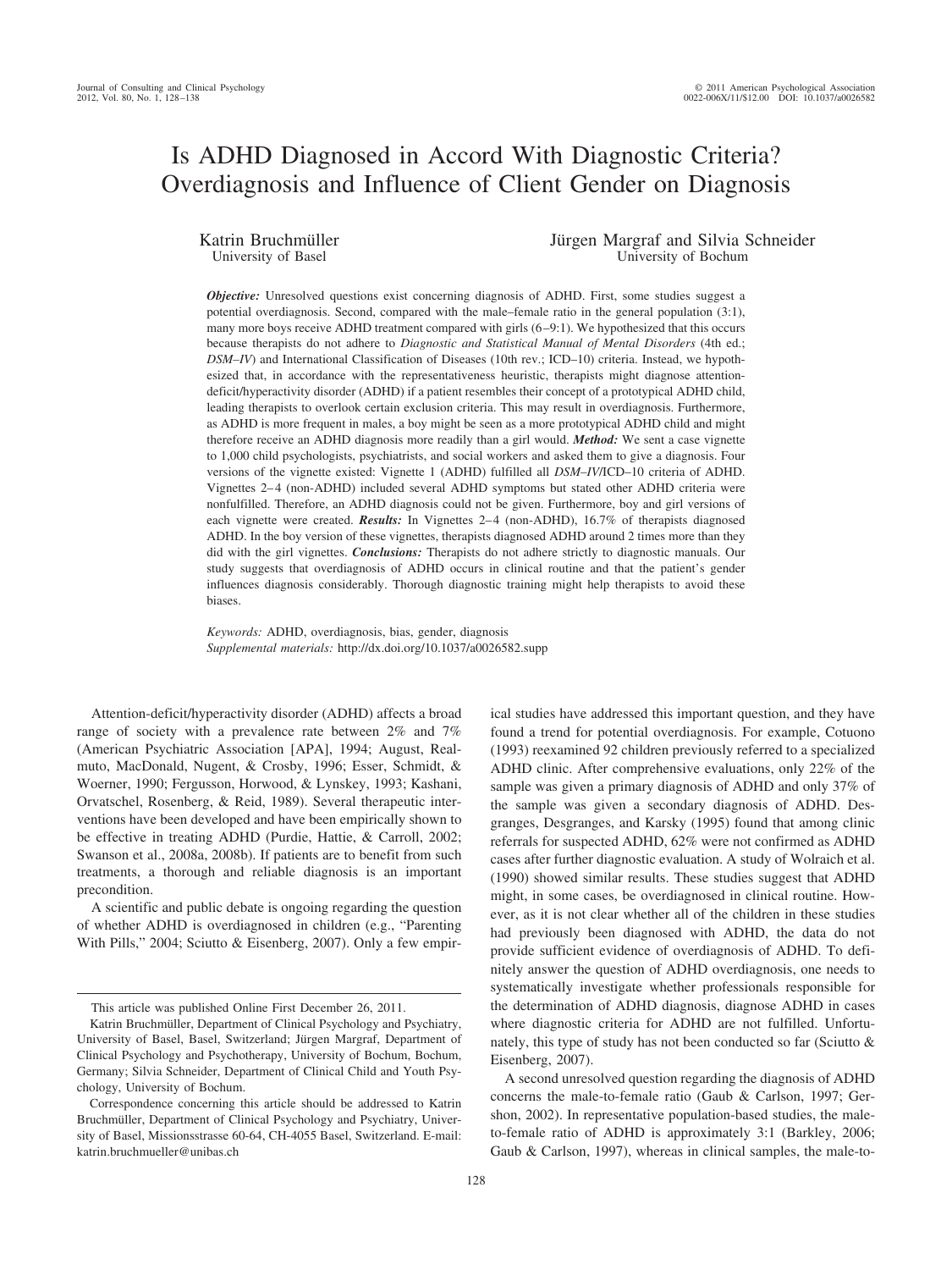# Is ADHD Diagnosed in Accord With Diagnostic Criteria? Overdiagnosis and Influence of Client Gender on Diagnosis

Katrin Bruchmüller
University of Basel

Jürgen Margraf and Silvia Schneider
University of Bochum

***Objective:*** Unresolved questions exist concerning diagnosis of ADHD. First, some studies suggest a potential overdiagnosis. Second, compared with the male–female ratio in the general population (3:1), many more boys receive ADHD treatment compared with girls (6–9:1). We hypothesized that this occurs because therapists do not adhere to *Diagnostic and Statistical Manual of Mental Disorders* (4th ed.; *DSM–IV*) and International Classification of Diseases (10th rev.; ICD–10) criteria. Instead, we hypothesized that, in accordance with the representativeness heuristic, therapists might diagnose attention-deficit/hyperactivity disorder (ADHD) if a patient resembles their concept of a prototypical ADHD child, leading therapists to overlook certain exclusion criteria. This may result in overdiagnosis. Furthermore, as ADHD is more frequent in males, a boy might be seen as a more prototypical ADHD child and might therefore receive an ADHD diagnosis more readily than a girl would. ***Method:*** We sent a case vignette to 1,000 child psychologists, psychiatrists, and social workers and asked them to give a diagnosis. Four versions of the vignette existed: Vignette 1 (ADHD) fulfilled all *DSM–IV*/ICD–10 criteria of ADHD. Vignettes 2–4 (non-ADHD) included several ADHD symptoms but stated other ADHD criteria were nonfulfilled. Therefore, an ADHD diagnosis could not be given. Furthermore, boy and girl versions of each vignette were created. ***Results:*** In Vignettes 2–4 (non-ADHD), 16.7% of therapists diagnosed ADHD. In the boy version of these vignettes, therapists diagnosed ADHD around 2 times more than they did with the girl vignettes. ***Conclusions:*** Therapists do not adhere strictly to diagnostic manuals. Our study suggests that overdiagnosis of ADHD occurs in clinical routine and that the patient's gender influences diagnosis considerably. Thorough diagnostic training might help therapists to avoid these biases.

*Keywords:* ADHD, overdiagnosis, bias, gender, diagnosis
*Supplemental materials:* http://dx.doi.org/10.1037/a0026582.supp

Attention-deficit/hyperactivity disorder (ADHD) affects a broad range of society with a prevalence rate between 2% and 7% (American Psychiatric Association [APA], 1994; August, Realmuto, MacDonald, Nugent, & Crosby, 1996; Esser, Schmidt, & Woerner, 1990; Fergusson, Horwood, & Lynskey, 1993; Kashani, Orvatschel, Rosenberg, & Reid, 1989). Several therapeutic interventions have been developed and have been empirically shown to be effective in treating ADHD (Purdie, Hattie, & Carroll, 2002; Swanson et al., 2008a, 2008b). If patients are to benefit from such treatments, a thorough and reliable diagnosis is an important precondition.

A scientific and public debate is ongoing regarding the question of whether ADHD is overdiagnosed in children (e.g., "Parenting With Pills," 2004; Sciutto & Eisenberg, 2007). Only a few empirical studies have addressed this important question, and they have found a trend for potential overdiagnosis. For example, Cotuono (1993) reexamined 92 children previously referred to a specialized ADHD clinic. After comprehensive evaluations, only 22% of the sample was given a primary diagnosis of ADHD and only 37% of the sample was given a secondary diagnosis of ADHD. Desgranges, Desgranges, and Karsky (1995) found that among clinic referrals for suspected ADHD, 62% were not confirmed as ADHD cases after further diagnostic evaluation. A study of Wolraich et al. (1990) showed similar results. These studies suggest that ADHD might, in some cases, be overdiagnosed in clinical routine. However, as it is not clear whether all of the children in these studies had previously been diagnosed with ADHD, the data do not provide sufficient evidence of overdiagnosis of ADHD. To definitely answer the question of ADHD overdiagnosis, one needs to systematically investigate whether professionals responsible for the determination of ADHD diagnosis, diagnose ADHD in cases where diagnostic criteria for ADHD are not fulfilled. Unfortunately, this type of study has not been conducted so far (Sciutto & Eisenberg, 2007).

A second unresolved question regarding the diagnosis of ADHD concerns the male-to-female ratio (Gaub & Carlson, 1997; Gershon, 2002). In representative population-based studies, the male-to-female ratio of ADHD is approximately 3:1 (Barkley, 2006; Gaub & Carlson, 1997), whereas in clinical samples, the male-to-

---

This article was published Online First December 26, 2011.

Katrin Bruchmüller, Department of Clinical Psychology and Psychiatry, University of Basel, Basel, Switzerland; Jürgen Margraf, Department of Clinical Psychology and Psychotherapy, University of Bochum, Bochum, Germany; Silvia Schneider, Department of Clinical Child and Youth Psychology, University of Bochum.

Correspondence concerning this article should be addressed to Katrin Bruchmüller, Department of Clinical Psychology and Psychiatry, University of Basel, Missionsstrasse 60-64, CH-4055 Basel, Switzerland. E-mail: katrin.bruchmueller@unibas.ch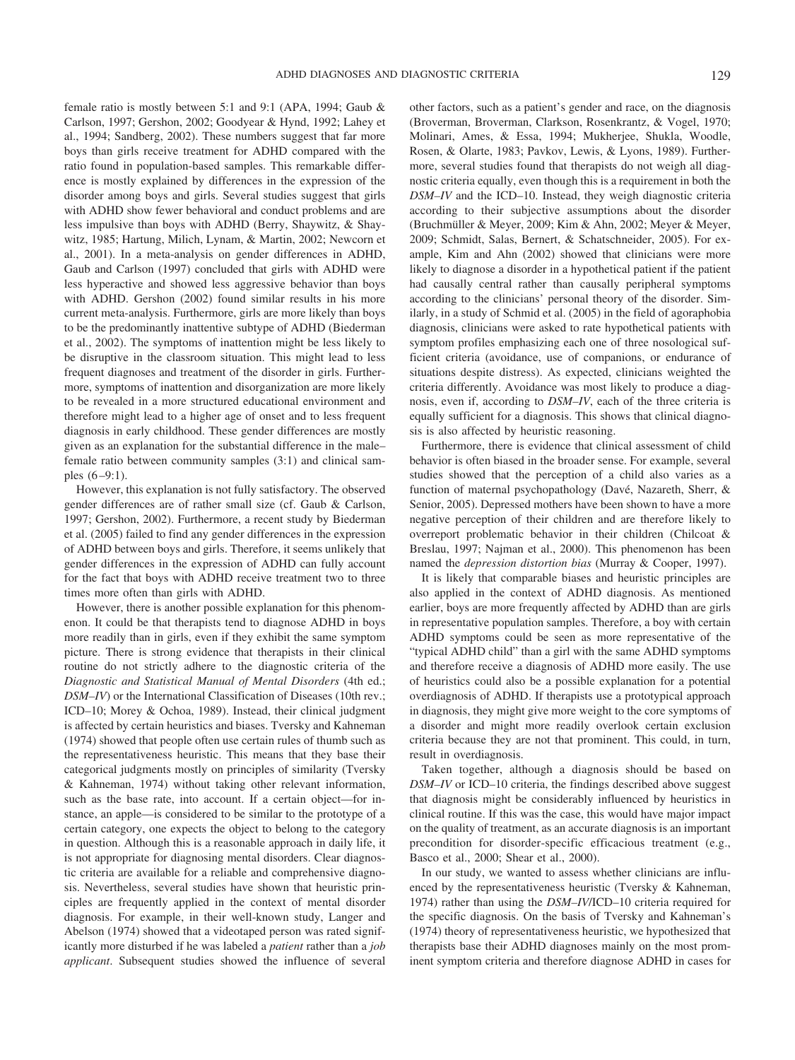female ratio is mostly between 5:1 and 9:1 (APA, 1994; Gaub & Carlson, 1997; Gershon, 2002; Goodyear & Hynd, 1992; Lahey et al., 1994; Sandberg, 2002). These numbers suggest that far more boys than girls receive treatment for ADHD compared with the ratio found in population-based samples. This remarkable difference is mostly explained by differences in the expression of the disorder among boys and girls. Several studies suggest that girls with ADHD show fewer behavioral and conduct problems and are less impulsive than boys with ADHD (Berry, Shaywitz, & Shaywitz, 1985; Hartung, Milich, Lynam, & Martin, 2002; Newcorn et al., 2001). In a meta-analysis on gender differences in ADHD, Gaub and Carlson (1997) concluded that girls with ADHD were less hyperactive and showed less aggressive behavior than boys with ADHD. Gershon (2002) found similar results in his more current meta-analysis. Furthermore, girls are more likely than boys to be the predominantly inattentive subtype of ADHD (Biederman et al., 2002). The symptoms of inattention might be less likely to be disruptive in the classroom situation. This might lead to less frequent diagnoses and treatment of the disorder in girls. Furthermore, symptoms of inattention and disorganization are more likely to be revealed in a more structured educational environment and therefore might lead to a higher age of onset and to less frequent diagnosis in early childhood. These gender differences are mostly given as an explanation for the substantial difference in the male–female ratio between community samples (3:1) and clinical samples (6–9:1).

However, this explanation is not fully satisfactory. The observed gender differences are of rather small size (cf. Gaub & Carlson, 1997; Gershon, 2002). Furthermore, a recent study by Biederman et al. (2005) failed to find any gender differences in the expression of ADHD between boys and girls. Therefore, it seems unlikely that gender differences in the expression of ADHD can fully account for the fact that boys with ADHD receive treatment two to three times more often than girls with ADHD.

However, there is another possible explanation for this phenomenon. It could be that therapists tend to diagnose ADHD in boys more readily than in girls, even if they exhibit the same symptom picture. There is strong evidence that therapists in their clinical routine do not strictly adhere to the diagnostic criteria of the *Diagnostic and Statistical Manual of Mental Disorders* (4th ed.; *DSM–IV*) or the International Classification of Diseases (10th rev.; ICD–10; Morey & Ochoa, 1989). Instead, their clinical judgment is affected by certain heuristics and biases. Tversky and Kahneman (1974) showed that people often use certain rules of thumb such as the representativeness heuristic. This means that they base their categorical judgments mostly on principles of similarity (Tversky & Kahneman, 1974) without taking other relevant information, such as the base rate, into account. If a certain object—for instance, an apple—is considered to be similar to the prototype of a certain category, one expects the object to belong to the category in question. Although this is a reasonable approach in daily life, it is not appropriate for diagnosing mental disorders. Clear diagnostic criteria are available for a reliable and comprehensive diagnosis. Nevertheless, several studies have shown that heuristic principles are frequently applied in the context of mental disorder diagnosis. For example, in their well-known study, Langer and Abelson (1974) showed that a videotaped person was rated significantly more disturbed if he was labeled a *patient* rather than a *job applicant*. Subsequent studies showed the influence of several other factors, such as a patient's gender and race, on the diagnosis (Broverman, Broverman, Clarkson, Rosenkrantz, & Vogel, 1970; Molinari, Ames, & Essa, 1994; Mukherjee, Shukla, Woodle, Rosen, & Olarte, 1983; Pavkov, Lewis, & Lyons, 1989). Furthermore, several studies found that therapists do not weigh all diagnostic criteria equally, even though this is a requirement in both the *DSM–IV* and the ICD–10. Instead, they weigh diagnostic criteria according to their subjective assumptions about the disorder (Bruchmüller & Meyer, 2009; Kim & Ahn, 2002; Meyer & Meyer, 2009; Schmidt, Salas, Bernert, & Schatschneider, 2005). For example, Kim and Ahn (2002) showed that clinicians were more likely to diagnose a disorder in a hypothetical patient if the patient had causally central rather than causally peripheral symptoms according to the clinicians' personal theory of the disorder. Similarly, in a study of Schmid et al. (2005) in the field of agoraphobia diagnosis, clinicians were asked to rate hypothetical patients with symptom profiles emphasizing each one of three nosological sufficient criteria (avoidance, use of companions, or endurance of situations despite distress). As expected, clinicians weighted the criteria differently. Avoidance was most likely to produce a diagnosis, even if, according to *DSM–IV*, each of the three criteria is equally sufficient for a diagnosis. This shows that clinical diagnosis is also affected by heuristic reasoning.

Furthermore, there is evidence that clinical assessment of child behavior is often biased in the broader sense. For example, several studies showed that the perception of a child also varies as a function of maternal psychopathology (Davé, Nazareth, Sherr, & Senior, 2005). Depressed mothers have been shown to have a more negative perception of their children and are therefore likely to overreport problematic behavior in their children (Chilcoat & Breslau, 1997; Najman et al., 2000). This phenomenon has been named the *depression distortion bias* (Murray & Cooper, 1997).

It is likely that comparable biases and heuristic principles are also applied in the context of ADHD diagnosis. As mentioned earlier, boys are more frequently affected by ADHD than are girls in representative population samples. Therefore, a boy with certain ADHD symptoms could be seen as more representative of the "typical ADHD child" than a girl with the same ADHD symptoms and therefore receive a diagnosis of ADHD more easily. The use of heuristics could also be a possible explanation for a potential overdiagnosis of ADHD. If therapists use a prototypical approach in diagnosis, they might give more weight to the core symptoms of a disorder and might more readily overlook certain exclusion criteria because they are not that prominent. This could, in turn, result in overdiagnosis.

Taken together, although a diagnosis should be based on *DSM–IV* or ICD–10 criteria, the findings described above suggest that diagnosis might be considerably influenced by heuristics in clinical routine. If this was the case, this would have major impact on the quality of treatment, as an accurate diagnosis is an important precondition for disorder-specific efficacious treatment (e.g., Basco et al., 2000; Shear et al., 2000).

In our study, we wanted to assess whether clinicians are influenced by the representativeness heuristic (Tversky & Kahneman, 1974) rather than using the *DSM–IV*/ICD–10 criteria required for the specific diagnosis. On the basis of Tversky and Kahneman's (1974) theory of representativeness heuristic, we hypothesized that therapists base their ADHD diagnoses mainly on the most prominent symptom criteria and therefore diagnose ADHD in cases for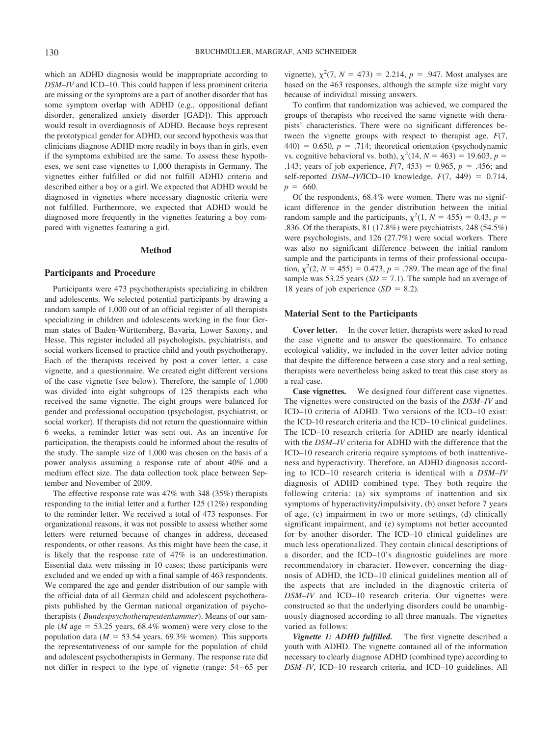which an ADHD diagnosis would be inappropriate according to *DSM–IV* and ICD–10. This could happen if less prominent criteria are missing or the symptoms are a part of another disorder that has some symptom overlap with ADHD (e.g., oppositional defiant disorder, generalized anxiety disorder [GAD]). This approach would result in overdiagnosis of ADHD. Because boys represent the prototypical gender for ADHD, our second hypothesis was that clinicians diagnose ADHD more readily in boys than in girls, even if the symptoms exhibited are the same. To assess these hypotheses, we sent case vignettes to 1,000 therapists in Germany. The vignettes either fulfilled or did not fulfill ADHD criteria and described either a boy or a girl. We expected that ADHD would be diagnosed in vignettes where necessary diagnostic criteria were not fulfilled. Furthermore, we expected that ADHD would be diagnosed more frequently in the vignettes featuring a boy compared with vignettes featuring a girl.

## Method

### Participants and Procedure

Participants were 473 psychotherapists specializing in children and adolescents. We selected potential participants by drawing a random sample of 1,000 out of an official register of all therapists specializing in children and adolescents working in the four German states of Baden-Württemberg, Bavaria, Lower Saxony, and Hesse. This register included all psychologists, psychiatrists, and social workers licensed to practice child and youth psychotherapy. Each of the therapists received by post a cover letter, a case vignette, and a questionnaire. We created eight different versions of the case vignette (see below). Therefore, the sample of 1,000 was divided into eight subgroups of 125 therapists each who received the same vignette. The eight groups were balanced for gender and professional occupation (psychologist, psychiatrist, or social worker). If therapists did not return the questionnaire within 6 weeks, a reminder letter was sent out. As an incentive for participation, the therapists could be informed about the results of the study. The sample size of 1,000 was chosen on the basis of a power analysis assuming a response rate of about 40% and a medium effect size. The data collection took place between September and November of 2009.

The effective response rate was 47% with 348 (35%) therapists responding to the initial letter and a further 125 (12%) responding to the reminder letter. We received a total of 473 responses. For organizational reasons, it was not possible to assess whether some letters were returned because of changes in address, deceased respondents, or other reasons. As this might have been the case, it is likely that the response rate of 47% is an underestimation. Essential data were missing in 10 cases; these participants were excluded and we ended up with a final sample of 463 respondents. We compared the age and gender distribution of our sample with the official data of all German child and adolescent psychotherapists published by the German national organization of psychotherapists (*Bundespsychotherapeutenkammer*). Means of our sample ($M$ age = 53.25 years, 68.4% women) were very close to the population data ($M$ = 53.54 years, 69.3% women). This supports the representativeness of our sample for the population of child and adolescent psychotherapists in Germany. The response rate did not differ in respect to the type of vignette (range: 54–65 per vignette), $\chi^2(7, N = 473) = 2.214$, $p = .947$. Most analyses are based on the 463 responses, although the sample size might vary because of individual missing answers.

To confirm that randomization was achieved, we compared the groups of therapists who received the same vignette with therapists' characteristics. There were no significant differences between the vignette groups with respect to therapist age, $F(7, 440) = 0.650$, $p = .714$; theoretical orientation (psychodynamic vs. cognitive behavioral vs. both), $\chi^2(14, N = 463) = 19.603$, $p = .143$; years of job experience, $F(7, 453) = 0.965$, $p = .456$; and self-reported *DSM–IV*/ICD–10 knowledge, $F(7, 449) = 0.714$, $p = .660$.

Of the respondents, 68.4% were women. There was no significant difference in the gender distribution between the initial random sample and the participants, $\chi^2(1, N = 455) = 0.43$, $p = .836$. Of the therapists, 81 (17.8%) were psychiatrists, 248 (54.5%) were psychologists, and 126 (27.7%) were social workers. There was also no significant difference between the initial random sample and the participants in terms of their professional occupation, $\chi^2(2, N = 455) = 0.473$, $p = .789$. The mean age of the final sample was 53.25 years ($SD = 7.1$). The sample had an average of 18 years of job experience ($SD = 8.2$).

### Material Sent to the Participants

**Cover letter.** In the cover letter, therapists were asked to read the case vignette and to answer the questionnaire. To enhance ecological validity, we included in the cover letter advice noting that despite the difference between a case story and a real setting, therapists were nevertheless being asked to treat this case story as a real case.

**Case vignettes.** We designed four different case vignettes. The vignettes were constructed on the basis of the *DSM–IV* and ICD–10 criteria of ADHD. Two versions of the ICD–10 exist: the ICD-10 research criteria and the ICD–10 clinical guidelines. The ICD–10 research criteria for ADHD are nearly identical with the *DSM–IV* criteria for ADHD with the difference that the ICD–10 research criteria require symptoms of both inattentiveness and hyperactivity. Therefore, an ADHD diagnosis according to ICD–10 research criteria is identical with a *DSM–IV* diagnosis of ADHD combined type. They both require the following criteria: (a) six symptoms of inattention and six symptoms of hyperactivity/impulsivity, (b) onset before 7 years of age, (c) impairment in two or more settings, (d) clinically significant impairment, and (e) symptoms not better accounted for by another disorder. The ICD–10 clinical guidelines are much less operationalized. They contain clinical descriptions of a disorder, and the ICD–10's diagnostic guidelines are more recommendatory in character. However, concerning the diagnosis of ADHD, the ICD–10 clinical guidelines mention all of the aspects that are included in the diagnostic criteria of *DSM–IV* and ICD–10 research criteria. Our vignettes were constructed so that the underlying disorders could be unambiguously diagnosed according to all three manuals. The vignettes varied as follows:

***Vignette 1: ADHD fulfilled.*** The first vignette described a youth with ADHD. The vignette contained all of the information necessary to clearly diagnose ADHD (combined type) according to *DSM–IV*, ICD–10 research criteria, and ICD–10 guidelines. All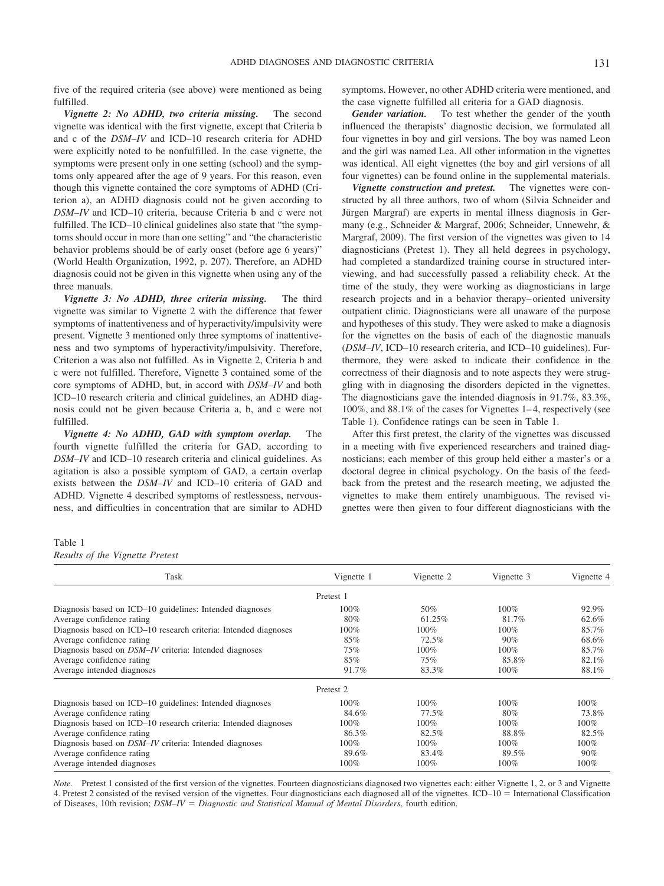five of the required criteria (see above) were mentioned as being fulfilled.

***Vignette 2: No ADHD, two criteria missing.*** The second vignette was identical with the first vignette, except that Criteria b and c of the *DSM–IV* and ICD–10 research criteria for ADHD were explicitly noted to be nonfulfilled. In the case vignette, the symptoms were present only in one setting (school) and the symptoms only appeared after the age of 9 years. For this reason, even though this vignette contained the core symptoms of ADHD (Criterion a), an ADHD diagnosis could not be given according to *DSM–IV* and ICD–10 criteria, because Criteria b and c were not fulfilled. The ICD–10 clinical guidelines also state that "the symptoms should occur in more than one setting" and "the characteristic behavior problems should be of early onset (before age 6 years)" (World Health Organization, 1992, p. 207). Therefore, an ADHD diagnosis could not be given in this vignette when using any of the three manuals.

***Vignette 3: No ADHD, three criteria missing.*** The third vignette was similar to Vignette 2 with the difference that fewer symptoms of inattentiveness and of hyperactivity/impulsivity were present. Vignette 3 mentioned only three symptoms of inattentiveness and two symptoms of hyperactivity/impulsivity. Therefore, Criterion a was also not fulfilled. As in Vignette 2, Criteria b and c were not fulfilled. Therefore, Vignette 3 contained some of the core symptoms of ADHD, but, in accord with *DSM–IV* and both ICD–10 research criteria and clinical guidelines, an ADHD diagnosis could not be given because Criteria a, b, and c were not fulfilled.

***Vignette 4: No ADHD, GAD with symptom overlap.*** The fourth vignette fulfilled the criteria for GAD, according to *DSM–IV* and ICD–10 research criteria and clinical guidelines. As agitation is also a possible symptom of GAD, a certain overlap exists between the *DSM–IV* and ICD–10 criteria of GAD and ADHD. Vignette 4 described symptoms of restlessness, nervousness, and difficulties in concentration that are similar to ADHD symptoms. However, no other ADHD criteria were mentioned, and the case vignette fulfilled all criteria for a GAD diagnosis.

***Gender variation.*** To test whether the gender of the youth influenced the therapists' diagnostic decision, we formulated all four vignettes in boy and girl versions. The boy was named Leon and the girl was named Lea. All other information in the vignettes was identical. All eight vignettes (the boy and girl versions of all four vignettes) can be found online in the supplemental materials.

***Vignette construction and pretest.*** The vignettes were constructed by all three authors, two of whom (Silvia Schneider and Jürgen Margraf) are experts in mental illness diagnosis in Germany (e.g., Schneider & Margraf, 2006; Schneider, Unnewehr, & Margraf, 2009). The first version of the vignettes was given to 14 diagnosticians (Pretest 1). They all held degrees in psychology, had completed a standardized training course in structured interviewing, and had successfully passed a reliability check. At the time of the study, they were working as diagnosticians in large research projects and in a behavior therapy–oriented university outpatient clinic. Diagnosticians were all unaware of the purpose and hypotheses of this study. They were asked to make a diagnosis for the vignettes on the basis of each of the diagnostic manuals (*DSM–IV*, ICD–10 research criteria, and ICD–10 guidelines). Furthermore, they were asked to indicate their confidence in the correctness of their diagnosis and to note aspects they were struggling with in diagnosing the disorders depicted in the vignettes. The diagnosticians gave the intended diagnosis in 91.7%, 83.3%, 100%, and 88.1% of the cases for Vignettes 1–4, respectively (see Table 1). Confidence ratings can be seen in Table 1.

After this first pretest, the clarity of the vignettes was discussed in a meeting with five experienced researchers and trained diagnosticians; each member of this group held either a master's or a doctoral degree in clinical psychology. On the basis of the feedback from the pretest and the research meeting, we adjusted the vignettes to make them entirely unambiguous. The revised vignettes were then given to four different diagnosticians with the

Table 1
*Results of the Vignette Pretest*

| Task | Vignette 1 | Vignette 2 | Vignette 3 | Vignette 4 |
|---|---|---|---|---|
| | Pretest 1 | | | |
| Diagnosis based on ICD–10 guidelines: Intended diagnoses | 100% | 50% | 100% | 92.9% |
| Average confidence rating | 80% | 61.25% | 81.7% | 62.6% |
| Diagnosis based on ICD–10 research criteria: Intended diagnoses | 100% | 100% | 100% | 85.7% |
| Average confidence rating | 85% | 72.5% | 90% | 68.6% |
| Diagnosis based on *DSM–IV* criteria: Intended diagnoses | 75% | 100% | 100% | 85.7% |
| Average confidence rating | 85% | 75% | 85.8% | 82.1% |
| Average intended diagnoses | 91.7% | 83.3% | 100% | 88.1% |
| | Pretest 2 | | | |
| Diagnosis based on ICD–10 guidelines: Intended diagnoses | 100% | 100% | 100% | 100% |
| Average confidence rating | 84.6% | 77.5% | 80% | 73.8% |
| Diagnosis based on ICD–10 research criteria: Intended diagnoses | 100% | 100% | 100% | 100% |
| Average confidence rating | 86.3% | 82.5% | 88.8% | 82.5% |
| Diagnosis based on *DSM–IV* criteria: Intended diagnoses | 100% | 100% | 100% | 100% |
| Average confidence rating | 89.6% | 83.4% | 89.5% | 90% |
| Average intended diagnoses | 100% | 100% | 100% | 100% |

*Note.* Pretest 1 consisted of the first version of the vignettes. Fourteen diagnosticians diagnosed two vignettes each: either Vignette 1, 2, or 3 and Vignette 4. Pretest 2 consisted of the revised version of the vignettes. Four diagnosticians each diagnosed all of the vignettes. ICD–10 = International Classification of Diseases, 10th revision; *DSM–IV* = *Diagnostic and Statistical Manual of Mental Disorders*, fourth edition.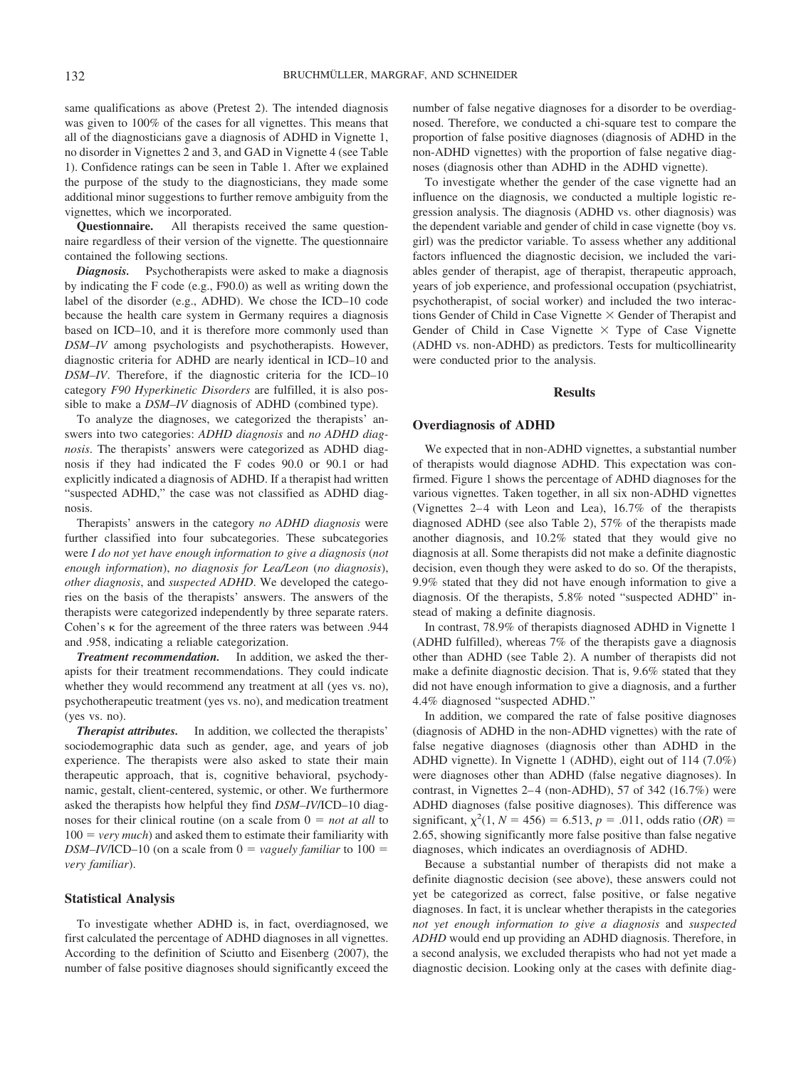same qualifications as above (Pretest 2). The intended diagnosis was given to 100% of the cases for all vignettes. This means that all of the diagnosticians gave a diagnosis of ADHD in Vignette 1, no disorder in Vignettes 2 and 3, and GAD in Vignette 4 (see Table 1). Confidence ratings can be seen in Table 1. After we explained the purpose of the study to the diagnosticians, they made some additional minor suggestions to further remove ambiguity from the vignettes, which we incorporated.

**Questionnaire.** All therapists received the same questionnaire regardless of their version of the vignette. The questionnaire contained the following sections.

***Diagnosis.*** Psychotherapists were asked to make a diagnosis by indicating the F code (e.g., F90.0) as well as writing down the label of the disorder (e.g., ADHD). We chose the ICD–10 code because the health care system in Germany requires a diagnosis based on ICD–10, and it is therefore more commonly used than *DSM–IV* among psychologists and psychotherapists. However, diagnostic criteria for ADHD are nearly identical in ICD–10 and *DSM–IV*. Therefore, if the diagnostic criteria for the ICD–10 category *F90 Hyperkinetic Disorders* are fulfilled, it is also possible to make a *DSM–IV* diagnosis of ADHD (combined type).

To analyze the diagnoses, we categorized the therapists' answers into two categories: *ADHD diagnosis* and *no ADHD diagnosis*. The therapists' answers were categorized as ADHD diagnosis if they had indicated the F codes 90.0 or 90.1 or had explicitly indicated a diagnosis of ADHD. If a therapist had written "suspected ADHD," the case was not classified as ADHD diagnosis.

Therapists' answers in the category *no ADHD diagnosis* were further classified into four subcategories. These subcategories were *I do not yet have enough information to give a diagnosis* (*not enough information*), *no diagnosis for Lea/Leon* (*no diagnosis*), *other diagnosis*, and *suspected ADHD*. We developed the categories on the basis of the therapists' answers. The answers of the therapists were categorized independently by three separate raters. Cohen's κ for the agreement of the three raters was between .944 and .958, indicating a reliable categorization.

***Treatment recommendation.*** In addition, we asked the therapists for their treatment recommendations. They could indicate whether they would recommend any treatment at all (yes vs. no), psychotherapeutic treatment (yes vs. no), and medication treatment (yes vs. no).

***Therapist attributes.*** In addition, we collected the therapists' sociodemographic data such as gender, age, and years of job experience. The therapists were also asked to state their main therapeutic approach, that is, cognitive behavioral, psychodynamic, gestalt, client-centered, systemic, or other. We furthermore asked the therapists how helpful they find *DSM–IV*/ICD–10 diagnoses for their clinical routine (on a scale from 0 = *not at all* to 100 = *very much*) and asked them to estimate their familiarity with *DSM–IV*/ICD–10 (on a scale from 0 = *vaguely familiar* to 100 = *very familiar*).

## Statistical Analysis

To investigate whether ADHD is, in fact, overdiagnosed, we first calculated the percentage of ADHD diagnoses in all vignettes. According to the definition of Sciutto and Eisenberg (2007), the number of false positive diagnoses should significantly exceed the number of false negative diagnoses for a disorder to be overdiagnosed. Therefore, we conducted a chi-square test to compare the proportion of false positive diagnoses (diagnosis of ADHD in the non-ADHD vignettes) with the proportion of false negative diagnoses (diagnosis other than ADHD in the ADHD vignette).

To investigate whether the gender of the case vignette had an influence on the diagnosis, we conducted a multiple logistic regression analysis. The diagnosis (ADHD vs. other diagnosis) was the dependent variable and gender of child in case vignette (boy vs. girl) was the predictor variable. To assess whether any additional factors influenced the diagnostic decision, we included the variables gender of therapist, age of therapist, therapeutic approach, years of job experience, and professional occupation (psychiatrist, psychotherapist, of social worker) and included the two interactions Gender of Child in Case Vignette × Gender of Therapist and Gender of Child in Case Vignette × Type of Case Vignette (ADHD vs. non-ADHD) as predictors. Tests for multicollinearity were conducted prior to the analysis.

# Results

## Overdiagnosis of ADHD

We expected that in non-ADHD vignettes, a substantial number of therapists would diagnose ADHD. This expectation was confirmed. Figure 1 shows the percentage of ADHD diagnoses for the various vignettes. Taken together, in all six non-ADHD vignettes (Vignettes 2–4 with Leon and Lea), 16.7% of the therapists diagnosed ADHD (see also Table 2), 57% of the therapists made another diagnosis, and 10.2% stated that they would give no diagnosis at all. Some therapists did not make a definite diagnostic decision, even though they were asked to do so. Of the therapists, 9.9% stated that they did not have enough information to give a diagnosis. Of the therapists, 5.8% noted "suspected ADHD" instead of making a definite diagnosis.

In contrast, 78.9% of therapists diagnosed ADHD in Vignette 1 (ADHD fulfilled), whereas 7% of the therapists gave a diagnosis other than ADHD (see Table 2). A number of therapists did not make a definite diagnostic decision. That is, 9.6% stated that they did not have enough information to give a diagnosis, and a further 4.4% diagnosed "suspected ADHD."

In addition, we compared the rate of false positive diagnoses (diagnosis of ADHD in the non-ADHD vignettes) with the rate of false negative diagnoses (diagnosis other than ADHD in the ADHD vignette). In Vignette 1 (ADHD), eight out of 114 (7.0%) were diagnoses other than ADHD (false negative diagnoses). In contrast, in Vignettes 2–4 (non-ADHD), 57 of 342 (16.7%) were ADHD diagnoses (false positive diagnoses). This difference was significant, $\chi^2(1, N = 456) = 6.513$, $p = .011$, odds ratio ($OR$) = 2.65, showing significantly more false positive than false negative diagnoses, which indicates an overdiagnosis of ADHD.

Because a substantial number of therapists did not make a definite diagnostic decision (see above), these answers could not yet be categorized as correct, false positive, or false negative diagnoses. In fact, it is unclear whether therapists in the categories *not yet enough information to give a diagnosis* and *suspected ADHD* would end up providing an ADHD diagnosis. Therefore, in a second analysis, we excluded therapists who had not yet made a diagnostic decision. Looking only at the cases with definite diag-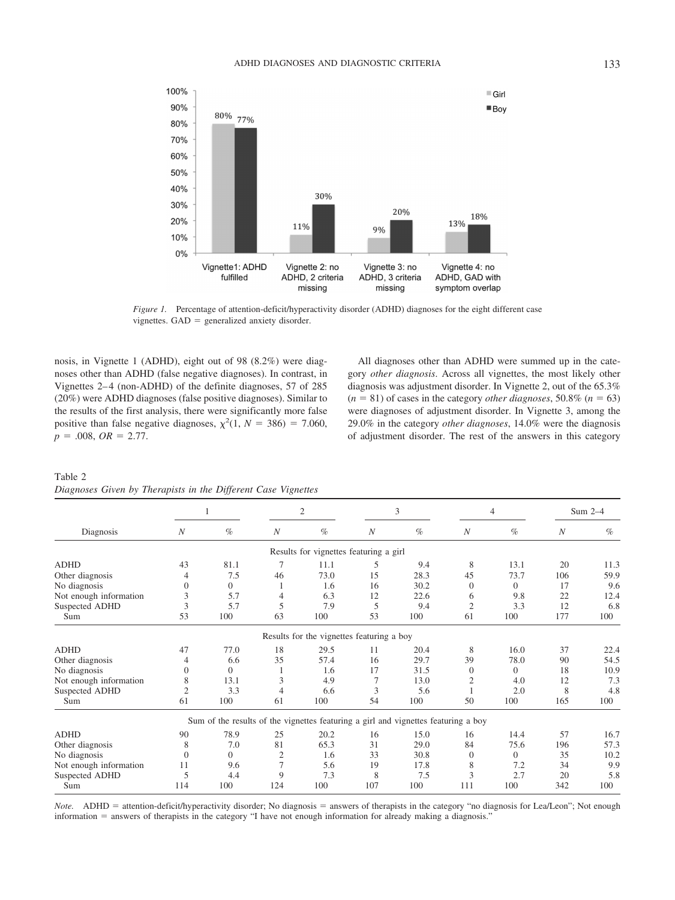*Figure 1.* Percentage of attention-deficit/hyperactivity disorder (ADHD) diagnoses for the eight different case vignettes. GAD = generalized anxiety disorder.

nosis, in Vignette 1 (ADHD), eight out of 98 (8.2%) were diagnoses other than ADHD (false negative diagnoses). In contrast, in Vignettes 2–4 (non-ADHD) of the definite diagnoses, 57 of 285 (20%) were ADHD diagnoses (false positive diagnoses). Similar to the results of the first analysis, there were significantly more false positive than false negative diagnoses, $\chi^2(1, N = 386) = 7.060$, $p = .008$, $OR = 2.77$.

All diagnoses other than ADHD were summed up in the category *other diagnosis*. Across all vignettes, the most likely other diagnosis was adjustment disorder. In Vignette 2, out of the 65.3% ($n = 81$) of cases in the category *other diagnoses*, 50.8% ($n = 63$) were diagnoses of adjustment disorder. In Vignette 3, among the 29.0% in the category *other diagnoses*, 14.0% were the diagnosis of adjustment disorder. The rest of the answers in this category

Table 2
*Diagnoses Given by Therapists in the Different Case Vignettes*

| Diagnosis | 1 | | 2 | | 3 | | 4 | | Sum 2–4 | |
|---|---|---|---|---|---|---|---|---|---|---|
| | *N* | % | *N* | % | *N* | % | *N* | % | *N* | % |
| **Results for vignettes featuring a girl** | | | | | | | | | | |
| ADHD | 43 | 81.1 | 7 | 11.1 | 5 | 9.4 | 8 | 13.1 | 20 | 11.3 |
| Other diagnosis | 4 | 7.5 | 46 | 73.0 | 15 | 28.3 | 45 | 73.7 | 106 | 59.9 |
| No diagnosis | 0 | 0 | 1 | 1.6 | 16 | 30.2 | 0 | 0 | 17 | 9.6 |
| Not enough information | 3 | 5.7 | 4 | 6.3 | 12 | 22.6 | 6 | 9.8 | 22 | 12.4 |
| Suspected ADHD | 3 | 5.7 | 5 | 7.9 | 5 | 9.4 | 2 | 3.3 | 12 | 6.8 |
| Sum | 53 | 100 | 63 | 100 | 53 | 100 | 61 | 100 | 177 | 100 |
| **Results for the vignettes featuring a boy** | | | | | | | | | | |
| ADHD | 47 | 77.0 | 18 | 29.5 | 11 | 20.4 | 8 | 16.0 | 37 | 22.4 |
| Other diagnosis | 4 | 6.6 | 35 | 57.4 | 16 | 29.7 | 39 | 78.0 | 90 | 54.5 |
| No diagnosis | 0 | 0 | 1 | 1.6 | 17 | 31.5 | 0 | 0 | 18 | 10.9 |
| Not enough information | 8 | 13.1 | 3 | 4.9 | 7 | 13.0 | 2 | 4.0 | 12 | 7.3 |
| Suspected ADHD | 2 | 3.3 | 4 | 6.6 | 3 | 5.6 | 1 | 2.0 | 8 | 4.8 |
| Sum | 61 | 100 | 61 | 100 | 54 | 100 | 50 | 100 | 165 | 100 |
| **Sum of the results of the vignettes featuring a girl and vignettes featuring a boy** | | | | | | | | | | |
| ADHD | 90 | 78.9 | 25 | 20.2 | 16 | 15.0 | 16 | 14.4 | 57 | 16.7 |
| Other diagnosis | 8 | 7.0 | 81 | 65.3 | 31 | 29.0 | 84 | 75.6 | 196 | 57.3 |
| No diagnosis | 0 | 0 | 2 | 1.6 | 33 | 30.8 | 0 | 0 | 35 | 10.2 |
| Not enough information | 11 | 9.6 | 7 | 5.6 | 19 | 17.8 | 8 | 7.2 | 34 | 9.9 |
| Suspected ADHD | 5 | 4.4 | 9 | 7.3 | 8 | 7.5 | 3 | 2.7 | 20 | 5.8 |
| Sum | 114 | 100 | 124 | 100 | 107 | 100 | 111 | 100 | 342 | 100 |

*Note.* ADHD = attention-deficit/hyperactivity disorder; No diagnosis = answers of therapists in the category "no diagnosis for Lea/Leon"; Not enough information = answers of therapists in the category "I have not enough information for already making a diagnosis."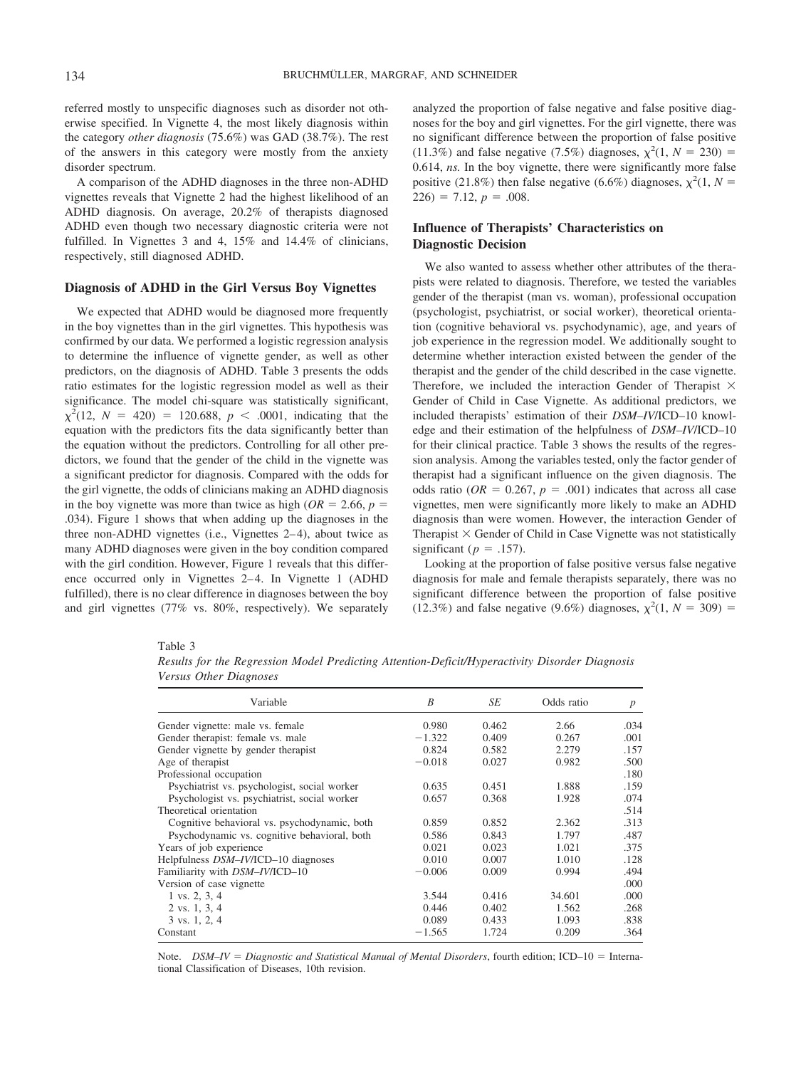referred mostly to unspecific diagnoses such as disorder not otherwise specified. In Vignette 4, the most likely diagnosis within the category *other diagnosis* (75.6%) was GAD (38.7%). The rest of the answers in this category were mostly from the anxiety disorder spectrum.

A comparison of the ADHD diagnoses in the three non-ADHD vignettes reveals that Vignette 2 had the highest likelihood of an ADHD diagnosis. On average, 20.2% of therapists diagnosed ADHD even though two necessary diagnostic criteria were not fulfilled. In Vignettes 3 and 4, 15% and 14.4% of clinicians, respectively, still diagnosed ADHD.

### Diagnosis of ADHD in the Girl Versus Boy Vignettes

We expected that ADHD would be diagnosed more frequently in the boy vignettes than in the girl vignettes. This hypothesis was confirmed by our data. We performed a logistic regression analysis to determine the influence of vignette gender, as well as other predictors, on the diagnosis of ADHD. Table 3 presents the odds ratio estimates for the logistic regression model as well as their significance. The model chi-square was statistically significant, $\chi^2(12, N = 420) = 120.688$, $p < .0001$, indicating that the equation with the predictors fits the data significantly better than the equation without the predictors. Controlling for all other predictors, we found that the gender of the child in the vignette was a significant predictor for diagnosis. Compared with the odds for the girl vignette, the odds of clinicians making an ADHD diagnosis in the boy vignette was more than twice as high ($OR = 2.66$, $p = .034$). Figure 1 shows that when adding up the diagnoses in the three non-ADHD vignettes (i.e., Vignettes 2–4), about twice as many ADHD diagnoses were given in the boy condition compared with the girl condition. However, Figure 1 reveals that this difference occurred only in Vignettes 2–4. In Vignette 1 (ADHD fulfilled), there is no clear difference in diagnoses between the boy and girl vignettes (77% vs. 80%, respectively). We separately analyzed the proportion of false negative and false positive diagnoses for the boy and girl vignettes. For the girl vignette, there was no significant difference between the proportion of false positive (11.3%) and false negative (7.5%) diagnoses, $\chi^2(1, N = 230) = 0.614$, *ns.* In the boy vignette, there were significantly more false positive (21.8%) then false negative (6.6%) diagnoses, $\chi^2(1, N = 226) = 7.12$, $p = .008$.

### Influence of Therapists' Characteristics on Diagnostic Decision

We also wanted to assess whether other attributes of the therapists were related to diagnosis. Therefore, we tested the variables gender of the therapist (man vs. woman), professional occupation (psychologist, psychiatrist, or social worker), theoretical orientation (cognitive behavioral vs. psychodynamic), age, and years of job experience in the regression model. We additionally sought to determine whether interaction existed between the gender of the therapist and the gender of the child described in the case vignette. Therefore, we included the interaction Gender of Therapist × Gender of Child in Case Vignette. As additional predictors, we included therapists' estimation of their *DSM–IV*/ICD–10 knowledge and their estimation of the helpfulness of *DSM–IV*/ICD–10 for their clinical practice. Table 3 shows the results of the regression analysis. Among the variables tested, only the factor gender of therapist had a significant influence on the given diagnosis. The odds ratio ($OR = 0.267$, $p = .001$) indicates that across all case vignettes, men were significantly more likely to make an ADHD diagnosis than were women. However, the interaction Gender of Therapist × Gender of Child in Case Vignette was not statistically significant ($p = .157$).

Looking at the proportion of false positive versus false negative diagnosis for male and female therapists separately, there was no significant difference between the proportion of false positive (12.3%) and false negative (9.6%) diagnoses, $\chi^2(1, N = 309) =$

Table 3

*Results for the Regression Model Predicting Attention-Deficit/Hyperactivity Disorder Diagnosis Versus Other Diagnoses*

| Variable | *B* | *SE* | Odds ratio | *p* |
|---|---|---|---|---|
| Gender vignette: male vs. female | 0.980 | 0.462 | 2.66 | .034 |
| Gender therapist: female vs. male | −1.322 | 0.409 | 0.267 | .001 |
| Gender vignette by gender therapist | 0.824 | 0.582 | 2.279 | .157 |
| Age of therapist | −0.018 | 0.027 | 0.982 | .500 |
| Professional occupation | | | | .180 |
| Psychiatrist vs. psychologist, social worker | 0.635 | 0.451 | 1.888 | .159 |
| Psychologist vs. psychiatrist, social worker | 0.657 | 0.368 | 1.928 | .074 |
| Theoretical orientation | | | | .514 |
| Cognitive behavioral vs. psychodynamic, both | 0.859 | 0.852 | 2.362 | .313 |
| Psychodynamic vs. cognitive behavioral, both | 0.586 | 0.843 | 1.797 | .487 |
| Years of job experience | 0.021 | 0.023 | 1.021 | .375 |
| Helpfulness *DSM–IV*/ICD–10 diagnoses | 0.010 | 0.007 | 1.010 | .128 |
| Familiarity with *DSM–IV*/ICD–10 | −0.006 | 0.009 | 0.994 | .494 |
| Version of case vignette | | | | .000 |
| 1 vs. 2, 3, 4 | 3.544 | 0.416 | 34.601 | .000 |
| 2 vs. 1, 3, 4 | 0.446 | 0.402 | 1.562 | .268 |
| 3 vs. 1, 2, 4 | 0.089 | 0.433 | 1.093 | .838 |
| Constant | −1.565 | 1.724 | 0.209 | .364 |

*Note.* *DSM–IV* = *Diagnostic and Statistical Manual of Mental Disorders*, fourth edition; ICD–10 = International Classification of Diseases, 10th revision.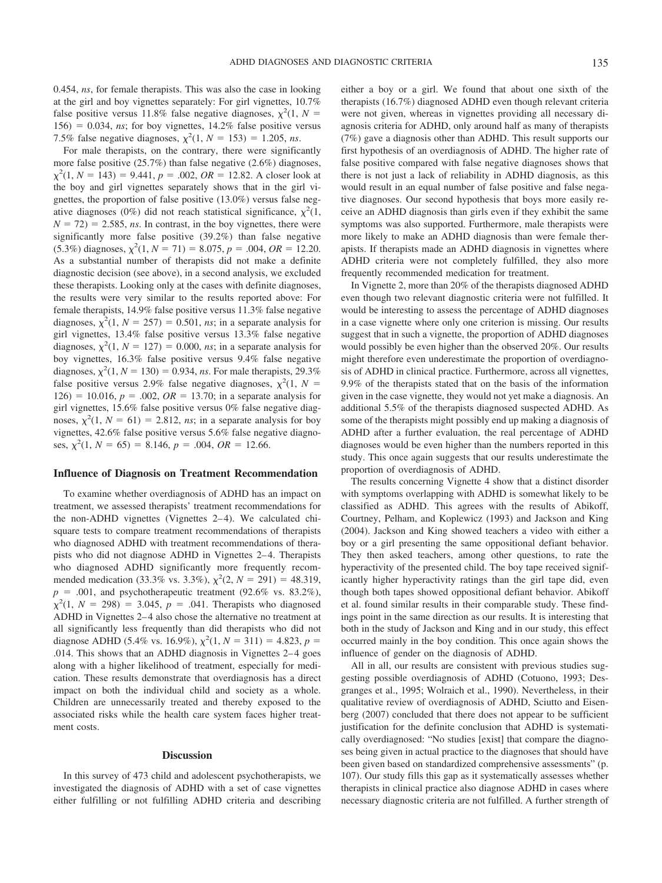0.454, *ns*, for female therapists. This was also the case in looking at the girl and boy vignettes separately: For girl vignettes, 10.7% false positive versus 11.8% false negative diagnoses, $\chi^2(1, N = 156) = 0.034$, *ns*; for boy vignettes, 14.2% false positive versus 7.5% false negative diagnoses, $\chi^2(1, N = 153) = 1.205$, *ns*.

For male therapists, on the contrary, there were significantly more false positive (25.7%) than false negative (2.6%) diagnoses, $\chi^2(1, N = 143) = 9.441$, $p = .002$, $OR = 12.82$. A closer look at the boy and girl vignettes separately shows that in the girl vignettes, the proportion of false positive (13.0%) versus false negative diagnoses (0%) did not reach statistical significance, $\chi^2(1, N = 72) = 2.585$, *ns*. In contrast, in the boy vignettes, there were significantly more false positive (39.2%) than false negative (5.3%) diagnoses, $\chi^2(1, N = 71) = 8.075$, $p = .004$, $OR = 12.20$. As a substantial number of therapists did not make a definite diagnostic decision (see above), in a second analysis, we excluded these therapists. Looking only at the cases with definite diagnoses, the results were very similar to the results reported above: For female therapists, 14.9% false positive versus 11.3% false negative diagnoses, $\chi^2(1, N = 257) = 0.501$, *ns*; in a separate analysis for girl vignettes, 13.4% false positive versus 13.3% false negative diagnoses, $\chi^2(1, N = 127) = 0.000$, *ns*; in a separate analysis for boy vignettes, 16.3% false positive versus 9.4% false negative diagnoses, $\chi^2(1, N = 130) = 0.934$, *ns*. For male therapists, 29.3% false positive versus 2.9% false negative diagnoses, $\chi^2(1, N = 126) = 10.016$, $p = .002$, $OR = 13.70$; in a separate analysis for girl vignettes, 15.6% false positive versus 0% false negative diagnoses, $\chi^2(1, N = 61) = 2.812$, *ns*; in a separate analysis for boy vignettes, 42.6% false positive versus 5.6% false negative diagnoses, $\chi^2(1, N = 65) = 8.146$, $p = .004$, $OR = 12.66$.

### Influence of Diagnosis on Treatment Recommendation

To examine whether overdiagnosis of ADHD has an impact on treatment, we assessed therapists' treatment recommendations for the non-ADHD vignettes (Vignettes 2–4). We calculated chi-square tests to compare treatment recommendations of therapists who diagnosed ADHD with treatment recommendations of therapists who did not diagnose ADHD in Vignettes 2–4. Therapists who diagnosed ADHD significantly more frequently recommended medication (33.3% vs. 3.3%), $\chi^2(2, N = 291) = 48.319$, $p = .001$, and psychotherapeutic treatment (92.6% vs. 83.2%), $\chi^2(1, N = 298) = 3.045$, $p = .041$. Therapists who diagnosed ADHD in Vignettes 2–4 also chose the alternative no treatment at all significantly less frequently than did therapists who did not diagnose ADHD (5.4% vs. 16.9%), $\chi^2(1, N = 311) = 4.823$, $p = .014$. This shows that an ADHD diagnosis in Vignettes 2–4 goes along with a higher likelihood of treatment, especially for medication. These results demonstrate that overdiagnosis has a direct impact on both the individual child and society as a whole. Children are unnecessarily treated and thereby exposed to the associated risks while the health care system faces higher treatment costs.

## Discussion

In this survey of 473 child and adolescent psychotherapists, we investigated the diagnosis of ADHD with a set of case vignettes either fulfilling or not fulfilling ADHD criteria and describing either a boy or a girl. We found that about one sixth of the therapists (16.7%) diagnosed ADHD even though relevant criteria were not given, whereas in vignettes providing all necessary diagnosis criteria for ADHD, only around half as many of therapists (7%) gave a diagnosis other than ADHD. This result supports our first hypothesis of an overdiagnosis of ADHD. The higher rate of false positive compared with false negative diagnoses shows that there is not just a lack of reliability in ADHD diagnosis, as this would result in an equal number of false positive and false negative diagnoses. Our second hypothesis that boys more easily receive an ADHD diagnosis than girls even if they exhibit the same symptoms was also supported. Furthermore, male therapists were more likely to make an ADHD diagnosis than were female therapists. If therapists made an ADHD diagnosis in vignettes where ADHD criteria were not completely fulfilled, they also more frequently recommended medication for treatment.

In Vignette 2, more than 20% of the therapists diagnosed ADHD even though two relevant diagnostic criteria were not fulfilled. It would be interesting to assess the percentage of ADHD diagnoses in a case vignette where only one criterion is missing. Our results suggest that in such a vignette, the proportion of ADHD diagnoses would possibly be even higher than the observed 20%. Our results might therefore even underestimate the proportion of overdiagnosis of ADHD in clinical practice. Furthermore, across all vignettes, 9.9% of the therapists stated that on the basis of the information given in the case vignette, they would not yet make a diagnosis. An additional 5.5% of the therapists diagnosed suspected ADHD. As some of the therapists might possibly end up making a diagnosis of ADHD after a further evaluation, the real percentage of ADHD diagnoses would be even higher than the numbers reported in this study. This once again suggests that our results underestimate the proportion of overdiagnosis of ADHD.

The results concerning Vignette 4 show that a distinct disorder with symptoms overlapping with ADHD is somewhat likely to be classified as ADHD. This agrees with the results of Abikoff, Courtney, Pelham, and Koplewicz (1993) and Jackson and King (2004). Jackson and King showed teachers a video with either a boy or a girl presenting the same oppositional defiant behavior. They then asked teachers, among other questions, to rate the hyperactivity of the presented child. The boy tape received significantly higher hyperactivity ratings than the girl tape did, even though both tapes showed oppositional defiant behavior. Abikoff et al. found similar results in their comparable study. These findings point in the same direction as our results. It is interesting that both in the study of Jackson and King and in our study, this effect occurred mainly in the boy condition. This once again shows the influence of gender on the diagnosis of ADHD.

All in all, our results are consistent with previous studies suggesting possible overdiagnosis of ADHD (Cotuono, 1993; Desgranges et al., 1995; Wolraich et al., 1990). Nevertheless, in their qualitative review of overdiagnosis of ADHD, Sciutto and Eisenberg (2007) concluded that there does not appear to be sufficient justification for the definite conclusion that ADHD is systematically overdiagnosed: "No studies [exist] that compare the diagnoses being given in actual practice to the diagnoses that should have been given based on standardized comprehensive assessments" (p. 107). Our study fills this gap as it systematically assesses whether therapists in clinical practice also diagnose ADHD in cases where necessary diagnostic criteria are not fulfilled. A further strength of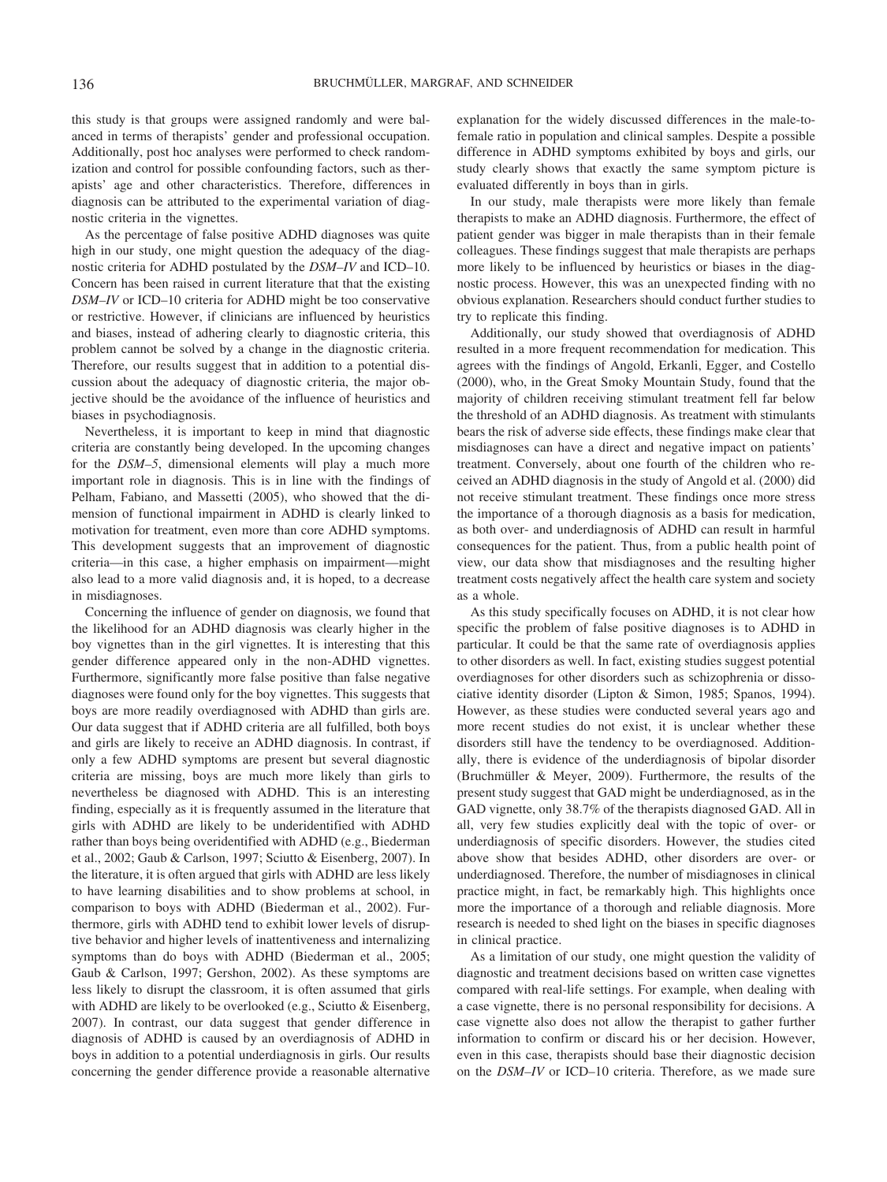this study is that groups were assigned randomly and were balanced in terms of therapists' gender and professional occupation. Additionally, post hoc analyses were performed to check randomization and control for possible confounding factors, such as therapists' age and other characteristics. Therefore, differences in diagnosis can be attributed to the experimental variation of diagnostic criteria in the vignettes.

As the percentage of false positive ADHD diagnoses was quite high in our study, one might question the adequacy of the diagnostic criteria for ADHD postulated by the *DSM–IV* and ICD–10. Concern has been raised in current literature that that the existing *DSM–IV* or ICD–10 criteria for ADHD might be too conservative or restrictive. However, if clinicians are influenced by heuristics and biases, instead of adhering clearly to diagnostic criteria, this problem cannot be solved by a change in the diagnostic criteria. Therefore, our results suggest that in addition to a potential discussion about the adequacy of diagnostic criteria, the major objective should be the avoidance of the influence of heuristics and biases in psychodiagnosis.

Nevertheless, it is important to keep in mind that diagnostic criteria are constantly being developed. In the upcoming changes for the *DSM–5*, dimensional elements will play a much more important role in diagnosis. This is in line with the findings of Pelham, Fabiano, and Massetti (2005), who showed that the dimension of functional impairment in ADHD is clearly linked to motivation for treatment, even more than core ADHD symptoms. This development suggests that an improvement of diagnostic criteria—in this case, a higher emphasis on impairment—might also lead to a more valid diagnosis and, it is hoped, to a decrease in misdiagnoses.

Concerning the influence of gender on diagnosis, we found that the likelihood for an ADHD diagnosis was clearly higher in the boy vignettes than in the girl vignettes. It is interesting that this gender difference appeared only in the non-ADHD vignettes. Furthermore, significantly more false positive than false negative diagnoses were found only for the boy vignettes. This suggests that boys are more readily overdiagnosed with ADHD than girls are. Our data suggest that if ADHD criteria are all fulfilled, both boys and girls are likely to receive an ADHD diagnosis. In contrast, if only a few ADHD symptoms are present but several diagnostic criteria are missing, boys are much more likely than girls to nevertheless be diagnosed with ADHD. This is an interesting finding, especially as it is frequently assumed in the literature that girls with ADHD are likely to be underidentified with ADHD rather than boys being overidentified with ADHD (e.g., Biederman et al., 2002; Gaub & Carlson, 1997; Sciutto & Eisenberg, 2007). In the literature, it is often argued that girls with ADHD are less likely to have learning disabilities and to show problems at school, in comparison to boys with ADHD (Biederman et al., 2002). Furthermore, girls with ADHD tend to exhibit lower levels of disruptive behavior and higher levels of inattentiveness and internalizing symptoms than do boys with ADHD (Biederman et al., 2005; Gaub & Carlson, 1997; Gershon, 2002). As these symptoms are less likely to disrupt the classroom, it is often assumed that girls with ADHD are likely to be overlooked (e.g., Sciutto & Eisenberg, 2007). In contrast, our data suggest that gender difference in diagnosis of ADHD is caused by an overdiagnosis of ADHD in boys in addition to a potential underdiagnosis in girls. Our results concerning the gender difference provide a reasonable alternative explanation for the widely discussed differences in the male-to-female ratio in population and clinical samples. Despite a possible difference in ADHD symptoms exhibited by boys and girls, our study clearly shows that exactly the same symptom picture is evaluated differently in boys than in girls.

In our study, male therapists were more likely than female therapists to make an ADHD diagnosis. Furthermore, the effect of patient gender was bigger in male therapists than in their female colleagues. These findings suggest that male therapists are perhaps more likely to be influenced by heuristics or biases in the diagnostic process. However, this was an unexpected finding with no obvious explanation. Researchers should conduct further studies to try to replicate this finding.

Additionally, our study showed that overdiagnosis of ADHD resulted in a more frequent recommendation for medication. This agrees with the findings of Angold, Erkanli, Egger, and Costello (2000), who, in the Great Smoky Mountain Study, found that the majority of children receiving stimulant treatment fell far below the threshold of an ADHD diagnosis. As treatment with stimulants bears the risk of adverse side effects, these findings make clear that misdiagnoses can have a direct and negative impact on patients' treatment. Conversely, about one fourth of the children who received an ADHD diagnosis in the study of Angold et al. (2000) did not receive stimulant treatment. These findings once more stress the importance of a thorough diagnosis as a basis for medication, as both over- and underdiagnosis of ADHD can result in harmful consequences for the patient. Thus, from a public health point of view, our data show that misdiagnoses and the resulting higher treatment costs negatively affect the health care system and society as a whole.

As this study specifically focuses on ADHD, it is not clear how specific the problem of false positive diagnoses is to ADHD in particular. It could be that the same rate of overdiagnosis applies to other disorders as well. In fact, existing studies suggest potential overdiagnoses for other disorders such as schizophrenia or dissociative identity disorder (Lipton & Simon, 1985; Spanos, 1994). However, as these studies were conducted several years ago and more recent studies do not exist, it is unclear whether these disorders still have the tendency to be overdiagnosed. Additionally, there is evidence of the underdiagnosis of bipolar disorder (Bruchmüller & Meyer, 2009). Furthermore, the results of the present study suggest that GAD might be underdiagnosed, as in the GAD vignette, only 38.7% of the therapists diagnosed GAD. All in all, very few studies explicitly deal with the topic of over- or underdiagnosis of specific disorders. However, the studies cited above show that besides ADHD, other disorders are over- or underdiagnosed. Therefore, the number of misdiagnoses in clinical practice might, in fact, be remarkably high. This highlights once more the importance of a thorough and reliable diagnosis. More research is needed to shed light on the biases in specific diagnoses in clinical practice.

As a limitation of our study, one might question the validity of diagnostic and treatment decisions based on written case vignettes compared with real-life settings. For example, when dealing with a case vignette, there is no personal responsibility for decisions. A case vignette also does not allow the therapist to gather further information to confirm or discard his or her decision. However, even in this case, therapists should base their diagnostic decision on the *DSM–IV* or ICD–10 criteria. Therefore, as we made sure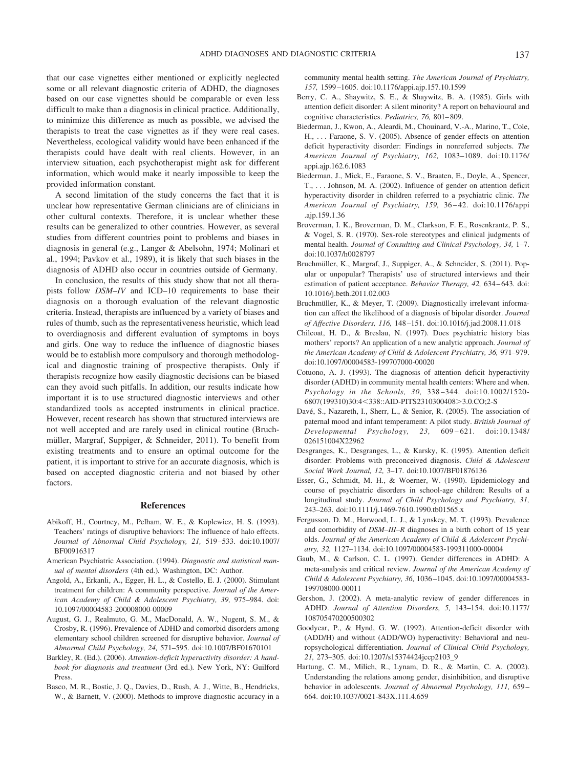that our case vignettes either mentioned or explicitly neglected some or all relevant diagnostic criteria of ADHD, the diagnoses based on our case vignettes should be comparable or even less difficult to make than a diagnosis in clinical practice. Additionally, to minimize this difference as much as possible, we advised the therapists to treat the case vignettes as if they were real cases. Nevertheless, ecological validity would have been enhanced if the therapists could have dealt with real clients. However, in an interview situation, each psychotherapist might ask for different information, which would make it nearly impossible to keep the provided information constant.

A second limitation of the study concerns the fact that it is unclear how representative German clinicians are of clinicians in other cultural contexts. Therefore, it is unclear whether these results can be generalized to other countries. However, as several studies from different countries point to problems and biases in diagnosis in general (e.g., Langer & Abelsohn, 1974; Molinari et al., 1994; Pavkov et al., 1989), it is likely that such biases in the diagnosis of ADHD also occur in countries outside of Germany.

In conclusion, the results of this study show that not all therapists follow *DSM–IV* and ICD–10 requirements to base their diagnosis on a thorough evaluation of the relevant diagnostic criteria. Instead, therapists are influenced by a variety of biases and rules of thumb, such as the representativeness heuristic, which lead to overdiagnosis and different evaluation of symptoms in boys and girls. One way to reduce the influence of diagnostic biases would be to establish more compulsory and thorough methodological and diagnostic training of prospective therapists. Only if therapists recognize how easily diagnostic decisions can be biased can they avoid such pitfalls. In addition, our results indicate how important it is to use structured diagnostic interviews and other standardized tools as accepted instruments in clinical practice. However, recent research has shown that structured interviews are not well accepted and are rarely used in clinical routine (Bruchmüller, Margraf, Suppiger, & Schneider, 2011). To benefit from existing treatments and to ensure an optimal outcome for the patient, it is important to strive for an accurate diagnosis, which is based on accepted diagnostic criteria and not biased by other factors.

## References

Abikoff, H., Courtney, M., Pelham, W. E., & Koplewicz, H. S. (1993). Teachers' ratings of disruptive behaviors: The influence of halo effects. *Journal of Abnormal Child Psychology, 21,* 519–533. doi:10.1007/BF00916317

American Psychiatric Association. (1994). *Diagnostic and statistical manual of mental disorders* (4th ed.). Washington, DC: Author.

Angold, A., Erkanli, A., Egger, H. L., & Costello, E. J. (2000). Stimulant treatment for children: A community perspective. *Journal of the American Academy of Child & Adolescent Psychiatry, 39,* 975–984. doi:10.1097/00004583-200008000-00009

August, G. J., Realmuto, G. M., MacDonald, A. W., Nugent, S. M., & Crosby, R. (1996). Prevalence of ADHD and comorbid disorders among elementary school children screened for disruptive behavior. *Journal of Abnormal Child Psychology, 24,* 571–595. doi:10.1007/BF01670101

Barkley, R. (Ed.). (2006). *Attention-deficit hyperactivity disorder: A handbook for diagnosis and treatment* (3rd ed.). New York, NY: Guilford Press.

Basco, M. R., Bostic, J. Q., Davies, D., Rush, A. J., Witte, B., Hendricks, W., & Barnett, V. (2000). Methods to improve diagnostic accuracy in a community mental health setting. *The American Journal of Psychiatry, 157,* 1599–1605. doi:10.1176/appi.ajp.157.10.1599

Berry, C. A., Shaywitz, S. E., & Shaywitz, B. A. (1985). Girls with attention deficit disorder: A silent minority? A report on behavioural and cognitive characteristics. *Pediatrics, 76,* 801–809.

Biederman, J., Kwon, A., Aleardi, M., Chouinard, V.-A., Marino, T., Cole, H., . . . Faraone, S. V. (2005). Absence of gender effects on attention deficit hyperactivity disorder: Findings in nonreferred subjects. *The American Journal of Psychiatry, 162,* 1083–1089. doi:10.1176/appi.ajp.162.6.1083

Biederman, J., Mick, E., Faraone, S. V., Braaten, E., Doyle, A., Spencer, T., . . . Johnson, M. A. (2002). Influence of gender on attention deficit hyperactivity disorder in children referred to a psychiatric clinic. *The American Journal of Psychiatry, 159,* 36–42. doi:10.1176/appi.ajp.159.1.36

Broverman, I. K., Broverman, D. M., Clarkson, F. E., Rosenkrantz, P. S., & Vogel, S. R. (1970). Sex-role stereotypes and clinical judgments of mental health. *Journal of Consulting and Clinical Psychology, 34,* 1–7. doi:10.1037/h0028797

Bruchmüller, K., Margraf, J., Suppiger, A., & Schneider, S. (2011). Popular or unpopular? Therapists' use of structured interviews and their estimation of patient acceptance. *Behavior Therapy, 42,* 634–643. doi:10.1016/j.beth.2011.02.003

Bruchmüller, K., & Meyer, T. (2009). Diagnostically irrelevant information can affect the likelihood of a diagnosis of bipolar disorder. *Journal of Affective Disorders, 116,* 148–151. doi:10.1016/j.jad.2008.11.018

Chilcoat, H. D., & Breslau, N. (1997). Does psychiatric history bias mothers' reports? An application of a new analytic approach. *Journal of the American Academy of Child & Adolescent Psychiatry, 36,* 971–979. doi:10.1097/00004583-199707000-00020

Cotuono, A. J. (1993). The diagnosis of attention deficit hyperactivity disorder (ADHD) in community mental health centers: Where and when. *Psychology in the Schools, 30,* 338–344. doi:10.1002/1520-6807(199310)30:4<338::AID-PITS2310300408>3.0.CO;2-S

Davé, S., Nazareth, I., Sherr, L., & Senior, R. (2005). The association of paternal mood and infant temperament: A pilot study. *British Journal of Developmental Psychology, 23,* 609–621. doi:10.1348/026151004X22962

Desgranges, K., Desgranges, L., & Karsky, K. (1995). Attention deficit disorder: Problems with preconceived diagnosis. *Child & Adolescent Social Work Journal, 12,* 3–17. doi:10.1007/BF01876136

Esser, G., Schmidt, M. H., & Woerner, W. (1990). Epidemiology and course of psychiatric disorders in school-age children: Results of a longitudinal study. *Journal of Child Psychology and Psychiatry, 31,* 243–263. doi:10.1111/j.1469-7610.1990.tb01565.x

Fergusson, D. M., Horwood, L. J., & Lynskey, M. T. (1993). Prevalence and comorbidity of *DSM–III–R* diagnoses in a birth cohort of 15 year olds. *Journal of the American Academy of Child & Adolescent Psychiatry, 32,* 1127–1134. doi:10.1097/00004583-199311000-00004

Gaub, M., & Carlson, C. L. (1997). Gender differences in ADHD: A meta-analysis and critical review. *Journal of the American Academy of Child & Adolescent Psychiatry, 36,* 1036–1045. doi:10.1097/00004583-199708000-00011

Gershon, J. (2002). A meta-analytic review of gender differences in ADHD. *Journal of Attention Disorders, 5,* 143–154. doi:10.1177/108705470200500302

Goodyear, P., & Hynd, G. W. (1992). Attention-deficit disorder with (ADD/H) and without (ADD/WO) hyperactivity: Behavioral and neuropsychological differentiation. *Journal of Clinical Child Psychology, 21,* 273–305. doi:10.1207/s15374424jccp2103_9

Hartung, C. M., Milich, R., Lynam, D. R., & Martin, C. A. (2002). Understanding the relations among gender, disinhibition, and disruptive behavior in adolescents. *Journal of Abnormal Psychology, 111,* 659–664. doi:10.1037/0021-843X.111.4.659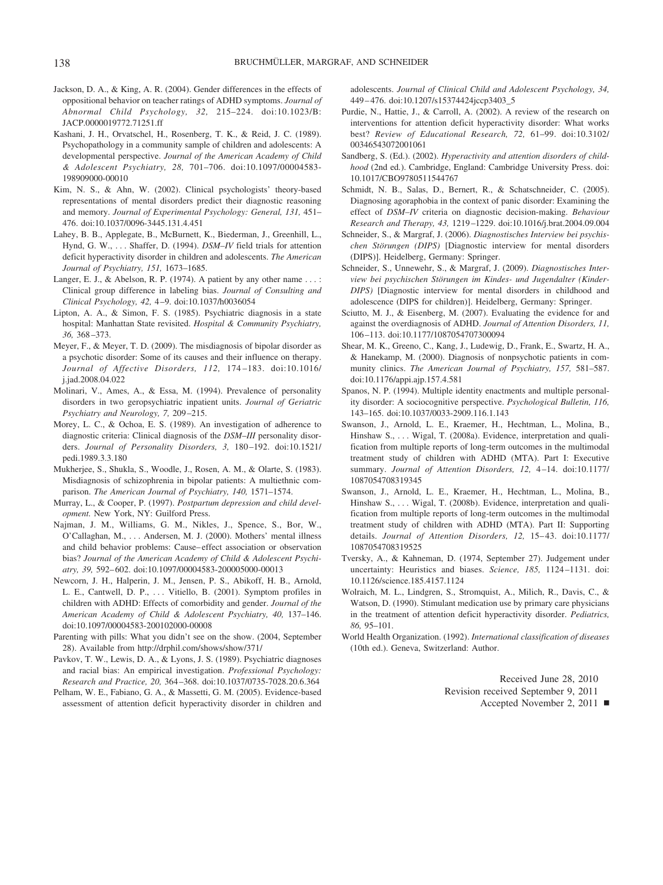Jackson, D. A., & King, A. R. (2004). Gender differences in the effects of oppositional behavior on teacher ratings of ADHD symptoms. *Journal of Abnormal Child Psychology, 32,* 215–224. doi:10.1023/B:JACP.0000019772.71251.ff

Kashani, J. H., Orvatschel, H., Rosenberg, T. K., & Reid, J. C. (1989). Psychopathology in a community sample of children and adolescents: A developmental perspective. *Journal of the American Academy of Child & Adolescent Psychiatry, 28,* 701–706. doi:10.1097/00004583-198909000-00010

Kim, N. S., & Ahn, W. (2002). Clinical psychologists' theory-based representations of mental disorders predict their diagnostic reasoning and memory. *Journal of Experimental Psychology: General, 131,* 451–476. doi:10.1037/0096-3445.131.4.451

Lahey, B. B., Applegate, B., McBurnett, K., Biederman, J., Greenhill, L., Hynd, G. W., . . . Shaffer, D. (1994). *DSM–IV* field trials for attention deficit hyperactivity disorder in children and adolescents. *The American Journal of Psychiatry, 151,* 1673–1685.

Langer, E. J., & Abelson, R. P. (1974). A patient by any other name . . . : Clinical group difference in labeling bias. *Journal of Consulting and Clinical Psychology, 42,* 4–9. doi:10.1037/h0036054

Lipton, A. A., & Simon, F. S. (1985). Psychiatric diagnosis in a state hospital: Manhattan State revisited. *Hospital & Community Psychiatry, 36,* 368–373.

Meyer, F., & Meyer, T. D. (2009). The misdiagnosis of bipolar disorder as a psychotic disorder: Some of its causes and their influence on therapy. *Journal of Affective Disorders, 112,* 174–183. doi:10.1016/j.jad.2008.04.022

Molinari, V., Ames, A., & Essa, M. (1994). Prevalence of personality disorders in two geropsychiatric inpatient units. *Journal of Geriatric Psychiatry and Neurology, 7,* 209–215.

Morey, L. C., & Ochoa, E. S. (1989). An investigation of adherence to diagnostic criteria: Clinical diagnosis of the *DSM–III* personality disorders. *Journal of Personality Disorders, 3,* 180–192. doi:10.1521/pedi.1989.3.3.180

Mukherjee, S., Shukla, S., Woodle, J., Rosen, A. M., & Olarte, S. (1983). Misdiagnosis of schizophrenia in bipolar patients: A multiethnic comparison. *The American Journal of Psychiatry, 140,* 1571–1574.

Murray, L., & Cooper, P. (1997). *Postpartum depression and child development.* New York, NY: Guilford Press.

Najman, J. M., Williams, G. M., Nikles, J., Spence, S., Bor, W., O'Callaghan, M., . . . Andersen, M. J. (2000). Mothers' mental illness and child behavior problems: Cause–effect association or observation bias? *Journal of the American Academy of Child & Adolescent Psychiatry, 39,* 592–602. doi:10.1097/00004583-200005000-00013

Newcorn, J. H., Halperin, J. M., Jensen, P. S., Abikoff, H. B., Arnold, L. E., Cantwell, D. P., . . . Vitiello, B. (2001). Symptom profiles in children with ADHD: Effects of comorbidity and gender. *Journal of the American Academy of Child & Adolescent Psychiatry, 40,* 137–146. doi:10.1097/00004583-200102000-00008

Parenting with pills: What you didn't see on the show. (2004, September 28). Available from http://drphil.com/shows/show/371/

Pavkov, T. W., Lewis, D. A., & Lyons, J. S. (1989). Psychiatric diagnoses and racial bias: An empirical investigation. *Professional Psychology: Research and Practice, 20,* 364–368. doi:10.1037/0735-7028.20.6.364

Pelham, W. E., Fabiano, G. A., & Massetti, G. M. (2005). Evidence-based assessment of attention deficit hyperactivity disorder in children and adolescents. *Journal of Clinical Child and Adolescent Psychology, 34,* 449–476. doi:10.1207/s15374424jccp3403_5

Purdie, N., Hattie, J., & Carroll, A. (2002). A review of the research on interventions for attention deficit hyperactivity disorder: What works best? *Review of Educational Research, 72,* 61–99. doi:10.3102/00346543072001061

Sandberg, S. (Ed.). (2002). *Hyperactivity and attention disorders of childhood* (2nd ed.). Cambridge, England: Cambridge University Press. doi:10.1017/CBO9780511544767

Schmidt, N. B., Salas, D., Bernert, R., & Schatschneider, C. (2005). Diagnosing agoraphobia in the context of panic disorder: Examining the effect of *DSM–IV* criteria on diagnostic decision-making. *Behaviour Research and Therapy, 43,* 1219–1229. doi:10.1016/j.brat.2004.09.004

Schneider, S., & Margraf, J. (2006). *Diagnostisches Interview bei psychischen Störungen (DIPS)* [Diagnostic interview for mental disorders (DIPS)]. Heidelberg, Germany: Springer.

Schneider, S., Unnewehr, S., & Margraf, J. (2009). *Diagnostisches Interview bei psychischen Störungen im Kindes- und Jugendalter (Kinder-DIPS)* [Diagnostic interview for mental disorders in childhood and adolescence (DIPS for children)]. Heidelberg, Germany: Springer.

Sciutto, M. J., & Eisenberg, M. (2007). Evaluating the evidence for and against the overdiagnosis of ADHD. *Journal of Attention Disorders, 11,* 106–113. doi:10.1177/1087054707300094

Shear, M. K., Greeno, C., Kang, J., Ludewig, D., Frank, E., Swartz, H. A., & Hanekamp, M. (2000). Diagnosis of nonpsychotic patients in community clinics. *The American Journal of Psychiatry, 157,* 581–587. doi:10.1176/appi.ajp.157.4.581

Spanos, N. P. (1994). Multiple identity enactments and multiple personality disorder: A sociocognitive perspective. *Psychological Bulletin, 116,* 143–165. doi:10.1037/0033-2909.116.1.143

Swanson, J., Arnold, L. E., Kraemer, H., Hechtman, L., Molina, B., Hinshaw S., . . . Wigal, T. (2008a). Evidence, interpretation and qualification from multiple reports of long-term outcomes in the multimodal treatment study of children with ADHD (MTA). Part I: Executive summary. *Journal of Attention Disorders, 12,* 4–14. doi:10.1177/1087054708319345

Swanson, J., Arnold, L. E., Kraemer, H., Hechtman, L., Molina, B., Hinshaw S., . . . Wigal, T. (2008b). Evidence, interpretation and qualification from multiple reports of long-term outcomes in the multimodal treatment study of children with ADHD (MTA). Part II: Supporting details. *Journal of Attention Disorders, 12,* 15–43. doi:10.1177/1087054708319525

Tversky, A., & Kahneman, D. (1974, September 27). Judgement under uncertainty: Heuristics and biases. *Science, 185,* 1124–1131. doi:10.1126/science.185.4157.1124

Wolraich, M. L., Lindgren, S., Stromquist, A., Milich, R., Davis, C., & Watson, D. (1990). Stimulant medication use by primary care physicians in the treatment of attention deficit hyperactivity disorder. *Pediatrics, 86,* 95–101.

World Health Organization. (1992). *International classification of diseases* (10th ed.). Geneva, Switzerland: Author.

Received June 28, 2010
Revision received September 9, 2011
Accepted November 2, 2011 ■